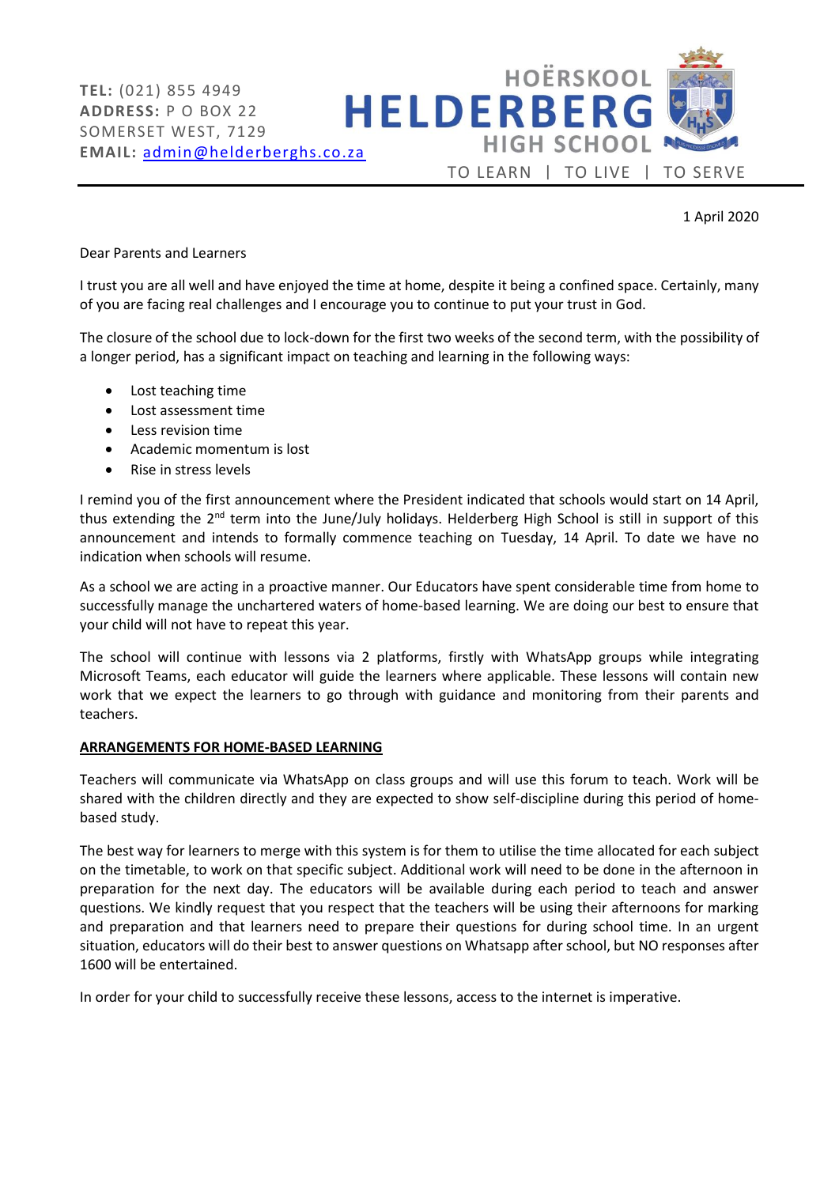**TEL:** (021) 855 4949
**ADDRESS:** P O BOX 22
SOMERSET WEST, 7129
**EMAIL:** admin@helderberghs.co.za

HOËRSKOOL
# HELDERBERG
HIGH SCHOOL

TO LEARN | TO LIVE | TO SERVE

1 April 2020

Dear Parents and Learners

I trust you are all well and have enjoyed the time at home, despite it being a confined space. Certainly, many of you are facing real challenges and I encourage you to continue to put your trust in God.

The closure of the school due to lock-down for the first two weeks of the second term, with the possibility of a longer period, has a significant impact on teaching and learning in the following ways:

- Lost teaching time
- Lost assessment time
- Less revision time
- Academic momentum is lost
- Rise in stress levels

I remind you of the first announcement where the President indicated that schools would start on 14 April, thus extending the 2nd term into the June/July holidays. Helderberg High School is still in support of this announcement and intends to formally commence teaching on Tuesday, 14 April. To date we have no indication when schools will resume.

As a school we are acting in a proactive manner. Our Educators have spent considerable time from home to successfully manage the unchartered waters of home-based learning. We are doing our best to ensure that your child will not have to repeat this year.

The school will continue with lessons via 2 platforms, firstly with WhatsApp groups while integrating Microsoft Teams, each educator will guide the learners where applicable. These lessons will contain new work that we expect the learners to go through with guidance and monitoring from their parents and teachers.

**ARRANGEMENTS FOR HOME-BASED LEARNING**

Teachers will communicate via WhatsApp on class groups and will use this forum to teach. Work will be shared with the children directly and they are expected to show self-discipline during this period of home-based study.

The best way for learners to merge with this system is for them to utilise the time allocated for each subject on the timetable, to work on that specific subject. Additional work will need to be done in the afternoon in preparation for the next day. The educators will be available during each period to teach and answer questions. We kindly request that you respect that the teachers will be using their afternoons for marking and preparation and that learners need to prepare their questions for during school time. In an urgent situation, educators will do their best to answer questions on Whatsapp after school, but NO responses after 1600 will be entertained.

In order for your child to successfully receive these lessons, access to the internet is imperative.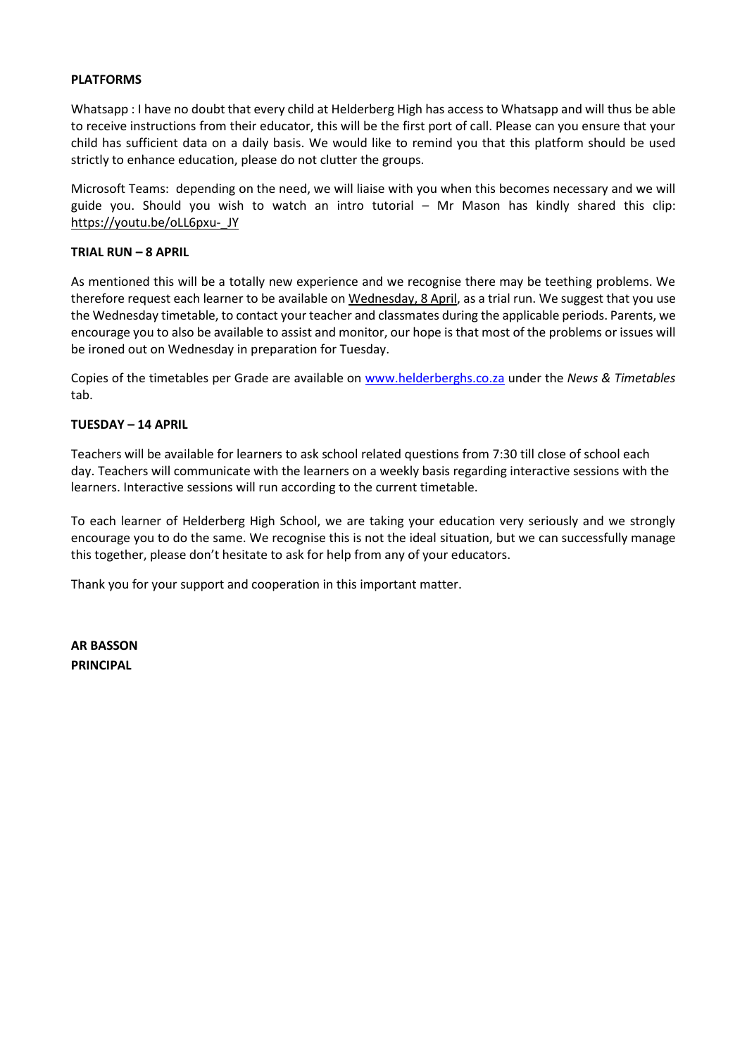**PLATFORMS**

Whatsapp : I have no doubt that every child at Helderberg High has access to Whatsapp and will thus be able to receive instructions from their educator, this will be the first port of call. Please can you ensure that your child has sufficient data on a daily basis. We would like to remind you that this platform should be used strictly to enhance education, please do not clutter the groups.

Microsoft Teams: depending on the need, we will liaise with you when this becomes necessary and we will guide you. Should you wish to watch an intro tutorial – Mr Mason has kindly shared this clip: https://youtu.be/oLL6pxu-_JY

**TRIAL RUN – 8 APRIL**

As mentioned this will be a totally new experience and we recognise there may be teething problems. We therefore request each learner to be available on Wednesday, 8 April, as a trial run. We suggest that you use the Wednesday timetable, to contact your teacher and classmates during the applicable periods. Parents, we encourage you to also be available to assist and monitor, our hope is that most of the problems or issues will be ironed out on Wednesday in preparation for Tuesday.

Copies of the timetables per Grade are available on www.helderberghs.co.za under the *News & Timetables* tab.

**TUESDAY – 14 APRIL**

Teachers will be available for learners to ask school related questions from 7:30 till close of school each day. Teachers will communicate with the learners on a weekly basis regarding interactive sessions with the learners. Interactive sessions will run according to the current timetable.

To each learner of Helderberg High School, we are taking your education very seriously and we strongly encourage you to do the same. We recognise this is not the ideal situation, but we can successfully manage this together, please don't hesitate to ask for help from any of your educators.

Thank you for your support and cooperation in this important matter.

**AR BASSON**
**PRINCIPAL**